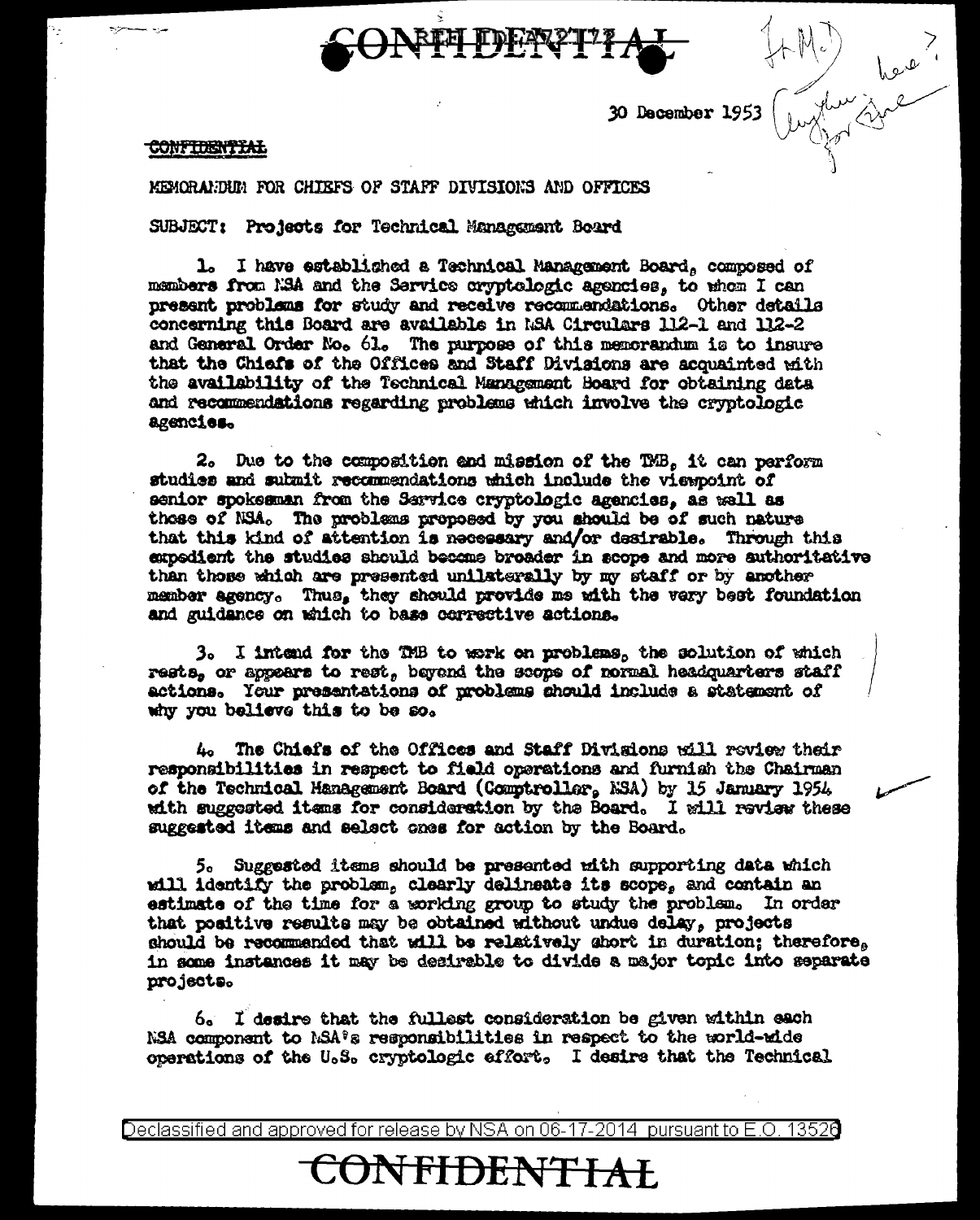CONFIDENTIAL

30 December 1953

CONFIDENTIAL

MEMORANDUM FOR CHIEFS OF STAFF DIVISIONS AND OFFICES

SUBJECT: Projects for Technical Management Board

1. I have established a Technical Management Board, composed of members from NSA and the Service cryptologic agencies, to whom I can present problems for study and receive recommendations. Other details concerning this Board are available in NSA Circulars 112-1 and 112-2 and General Order No. 61. The purpose of this memorandum is to insure that the Chiefs of the Offices and Staff Divisions are acquainted with the availability of the Technical Management Board for obtaining data and recommendations regarding problems which involve the cryptologic agencies.

2. Due to the composition and mission of the TMB, it can perform studies and submit recommendations which include the viewpoint of senior spokesman from the Service cryptologic agencies, as well as those of NSA. The problems proposed by you should be of such nature that this kind of attention is necessary and/or desirable. Through this expedient the studies should become broader in scope and more authoritative than those which are presented unilaterally by my staff or by another member agency. Thus, they should provide me with the very best foundation and guidance on which to base corrective actions.

3. I intend for the TMB to work on problems, the solution of which rests, or appears to rest, beyond the scope of normal headquarters staff actions. Your presentations of problems should include a statement of why you believe this to be so.

4. The Chiefs of the Offices and Staff Divisions will review their responsibilities in respect to field operations and furnish the Chairman of the Technical Management Board (Comptroller, NSA) by 15 January 1954 with suggested items for consideration by the Board. I will review these suggested items and select ones for action by the Board.

5. Suggested items should be presented with supporting data which will identify the problem, clearly delineate its scope, and contain an estimate of the time for a working group to study the problem. In order that positive results may be obtained without undue delay, projects should be recommended that will be relatively short in duration; therefore, in some instances it may be desirable to divide a major topic into separate projects.

6. I desire that the fullest consideration be given within each NSA component to NSA's responsibilities in respect to the world-wide operations of the U.S. cryptologic effort. I desire that the Technical

Declassified and approved for release by NSA on 06-17-2014 pursuant to E.O. 13526

CONFIDENTIAL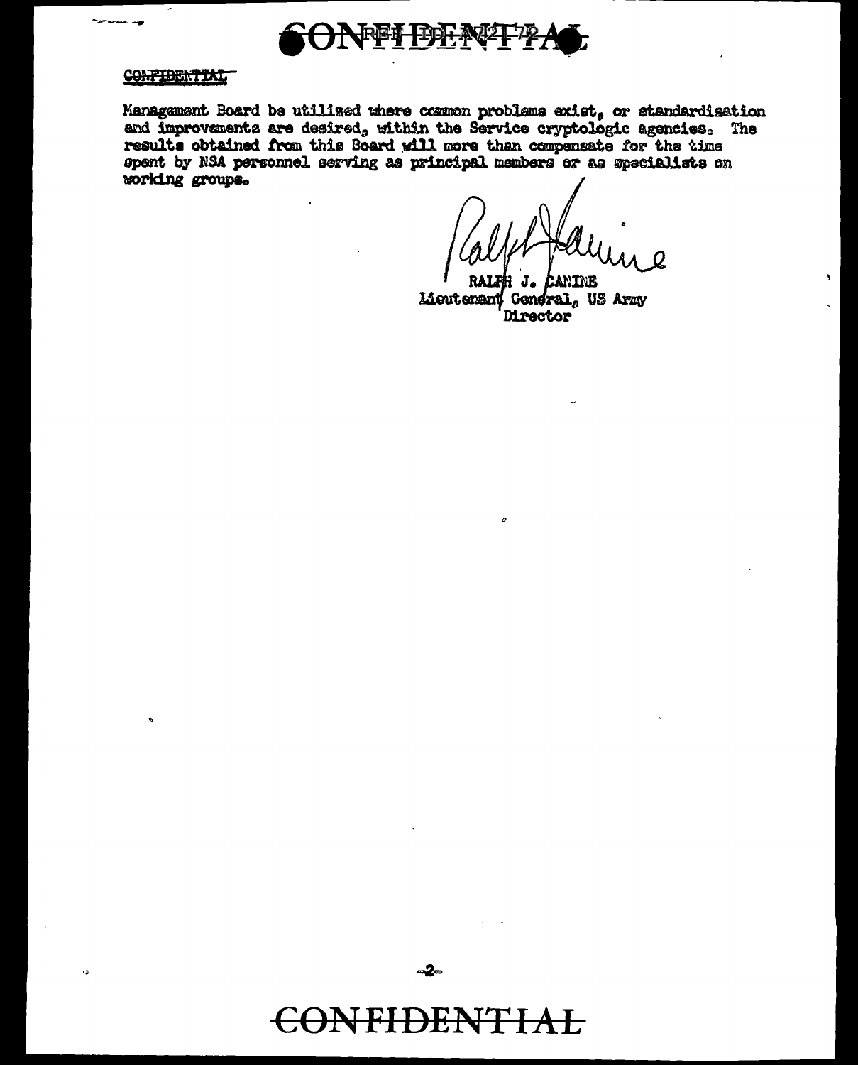CONFIDENTIAL

Management Board be utilized where common problems exist, or standardization and improvements are desired, within the Service cryptologic agencies. The results obtained from this Board will more than compensate for the time spent by NSA personnel serving as principal members or as specialists on working groups.

RALPH J. CANINE
Lieutenant General, US Army
Director

CONFIDENTIAL